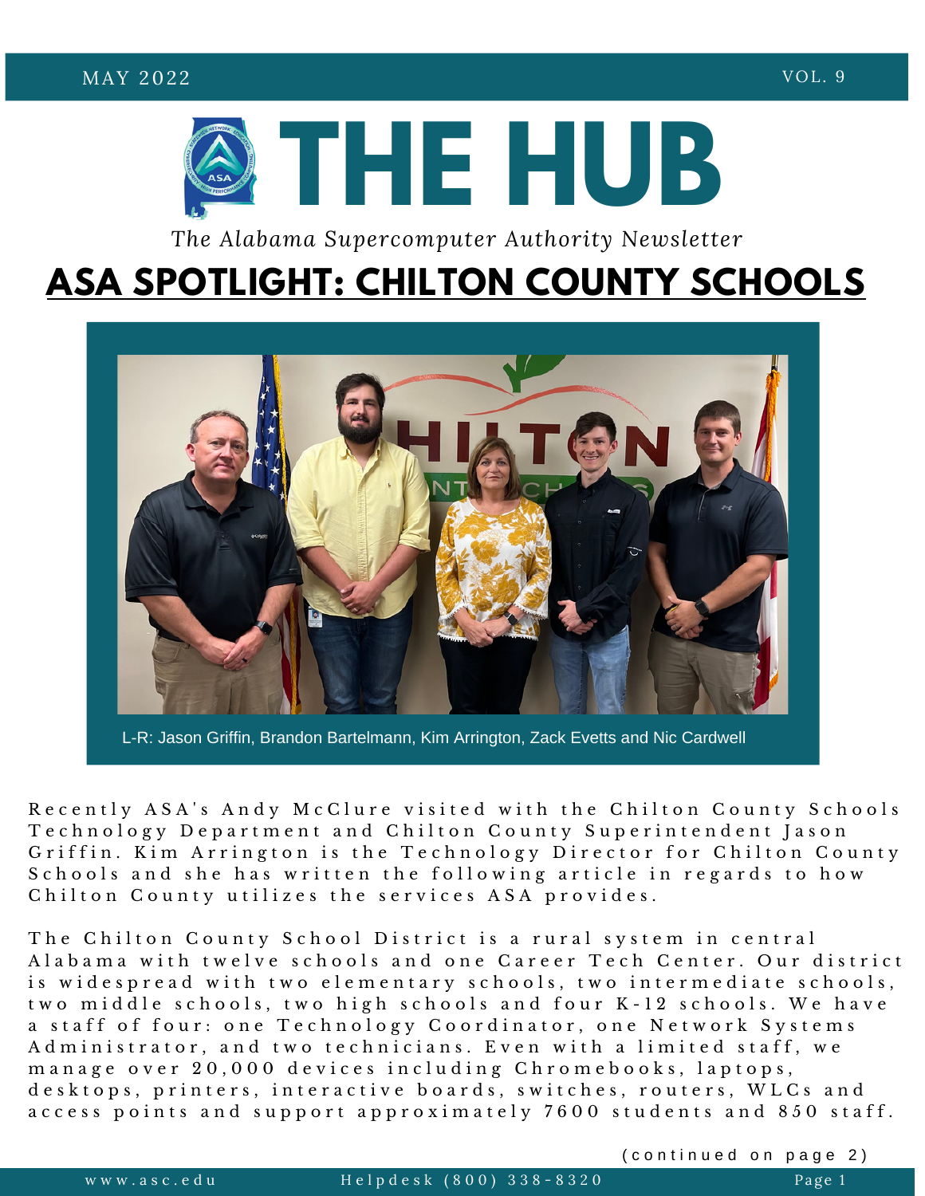# THE HUB

*The Alabama Supercomputer Authority Newsletter*

MAY 2022 — VOL. 9

## ASA SPOTLIGHT: CHILTON COUNTY SCHOOLS

L-R: Jason Griffin, Brandon Bartelmann, Kim Arrington, Zack Evetts and Nic Cardwell

Recently ASA's Andy McClure visited with the Chilton County Schools Technology Department and Chilton County Superintendent Jason Griffin. Kim Arrington is the Technology Director for Chilton County Schools and she has written the following article in regards to how Chilton County utilizes the services ASA provides.

The Chilton County School District is a rural system in central Alabama with twelve schools and one Career Tech Center. Our district is widespread with two elementary schools, two intermediate schools, two middle schools, two high schools and four K-12 schools. We have a staff of four: one Technology Coordinator, one Network Systems Administrator, and two technicians. Even with a limited staff, we manage over 20,000 devices including Chromebooks, laptops, desktops, printers, interactive boards, switches, routers, WLCs and access points and support approximately 7600 students and 850 staff.

(continued on page 2)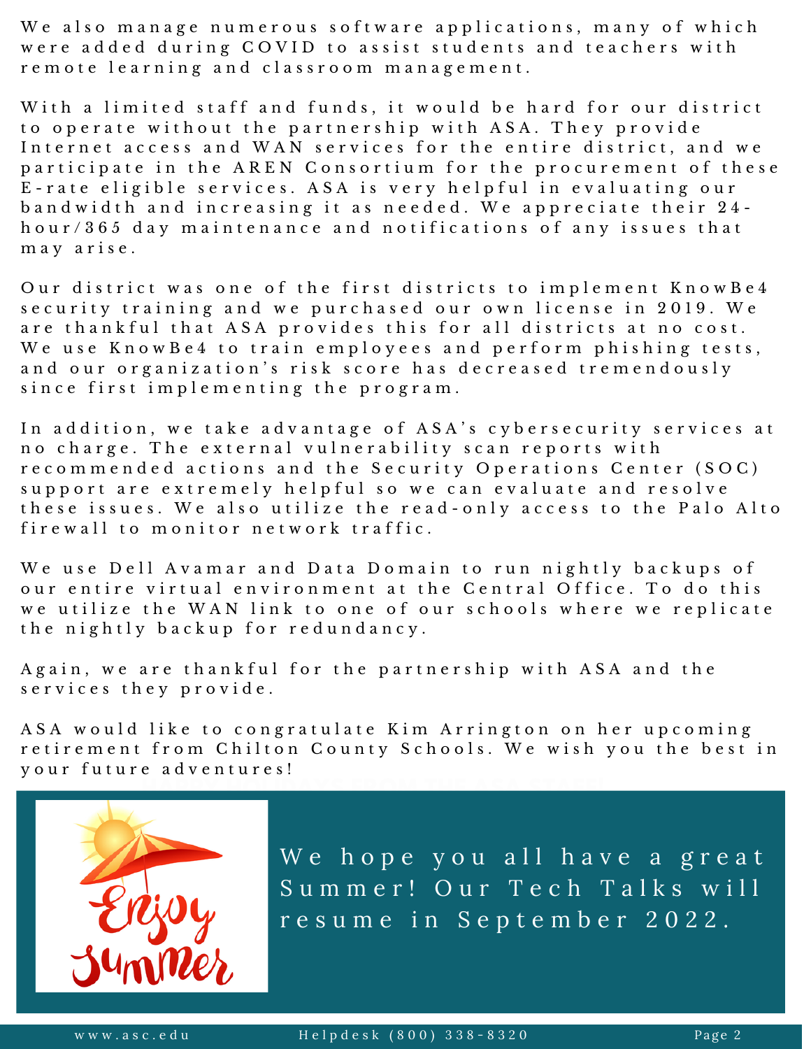We also manage numerous software applications, many of which were added during COVID to assist students and teachers with remote learning and classroom management.

With a limited staff and funds, it would be hard for our district to operate without the partnership with ASA. They provide Internet access and WAN services for the entire district, and we participate in the AREN Consortium for the procurement of these E-rate eligible services. ASA is very helpful in evaluating our bandwidth and increasing it as needed. We appreciate their 24-hour/365 day maintenance and notifications of any issues that may arise.

Our district was one of the first districts to implement KnowBe4 security training and we purchased our own license in 2019. We are thankful that ASA provides this for all districts at no cost. We use KnowBe4 to train employees and perform phishing tests, and our organization's risk score has decreased tremendously since first implementing the program.

In addition, we take advantage of ASA's cybersecurity services at no charge. The external vulnerability scan reports with recommended actions and the Security Operations Center (SOC) support are extremely helpful so we can evaluate and resolve these issues. We also utilize the read-only access to the Palo Alto firewall to monitor network traffic.

We use Dell Avamar and Data Domain to run nightly backups of our entire virtual environment at the Central Office. To do this we utilize the WAN link to one of our schools where we replicate the nightly backup for redundancy.

Again, we are thankful for the partnership with ASA and the services they provide.

ASA would like to congratulate Kim Arrington on her upcoming retirement from Chilton County Schools. We wish you the best in your future adventures!

Enjoy Summer

We hope you all have a great Summer! Our Tech Talks will resume in September 2022.

www.asc.edu Helpdesk (800) 338-8320